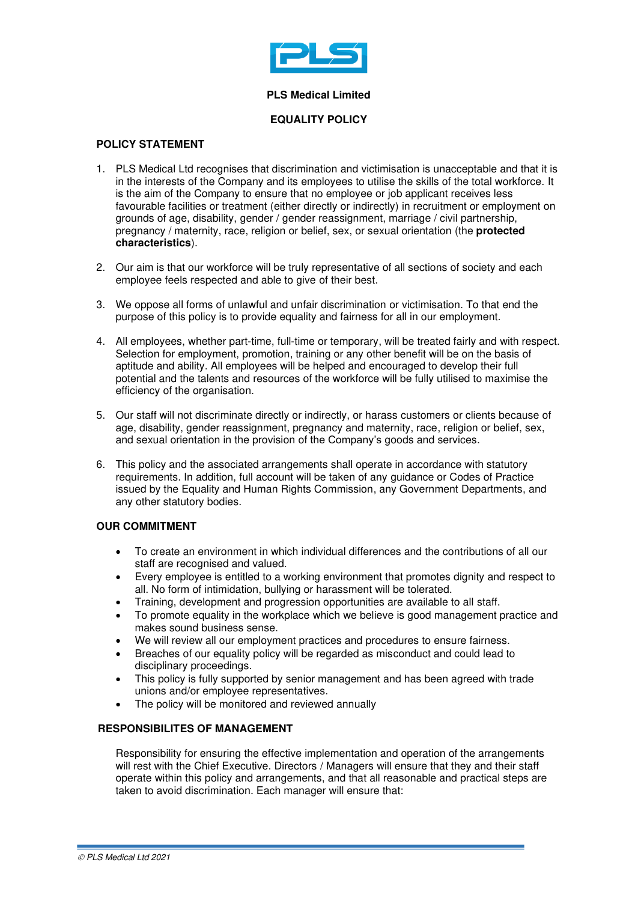**PLS Medical Limited**

# EQUALITY POLICY

## POLICY STATEMENT

1. PLS Medical Ltd recognises that discrimination and victimisation is unacceptable and that it is in the interests of the Company and its employees to utilise the skills of the total workforce. It is the aim of the Company to ensure that no employee or job applicant receives less favourable facilities or treatment (either directly or indirectly) in recruitment or employment on grounds of age, disability, gender / gender reassignment, marriage / civil partnership, pregnancy / maternity, race, religion or belief, sex, or sexual orientation (the **protected characteristics**).

2. Our aim is that our workforce will be truly representative of all sections of society and each employee feels respected and able to give of their best.

3. We oppose all forms of unlawful and unfair discrimination or victimisation. To that end the purpose of this policy is to provide equality and fairness for all in our employment.

4. All employees, whether part-time, full-time or temporary, will be treated fairly and with respect. Selection for employment, promotion, training or any other benefit will be on the basis of aptitude and ability. All employees will be helped and encouraged to develop their full potential and the talents and resources of the workforce will be fully utilised to maximise the efficiency of the organisation.

5. Our staff will not discriminate directly or indirectly, or harass customers or clients because of age, disability, gender reassignment, pregnancy and maternity, race, religion or belief, sex, and sexual orientation in the provision of the Company's goods and services.

6. This policy and the associated arrangements shall operate in accordance with statutory requirements. In addition, full account will be taken of any guidance or Codes of Practice issued by the Equality and Human Rights Commission, any Government Departments, and any other statutory bodies.

## OUR COMMITMENT

- To create an environment in which individual differences and the contributions of all our staff are recognised and valued.
- Every employee is entitled to a working environment that promotes dignity and respect to all. No form of intimidation, bullying or harassment will be tolerated.
- Training, development and progression opportunities are available to all staff.
- To promote equality in the workplace which we believe is good management practice and makes sound business sense.
- We will review all our employment practices and procedures to ensure fairness.
- Breaches of our equality policy will be regarded as misconduct and could lead to disciplinary proceedings.
- This policy is fully supported by senior management and has been agreed with trade unions and/or employee representatives.
- The policy will be monitored and reviewed annually

## RESPONSIBILITES OF MANAGEMENT

Responsibility for ensuring the effective implementation and operation of the arrangements will rest with the Chief Executive. Directors / Managers will ensure that they and their staff operate within this policy and arrangements, and that all reasonable and practical steps are taken to avoid discrimination. Each manager will ensure that: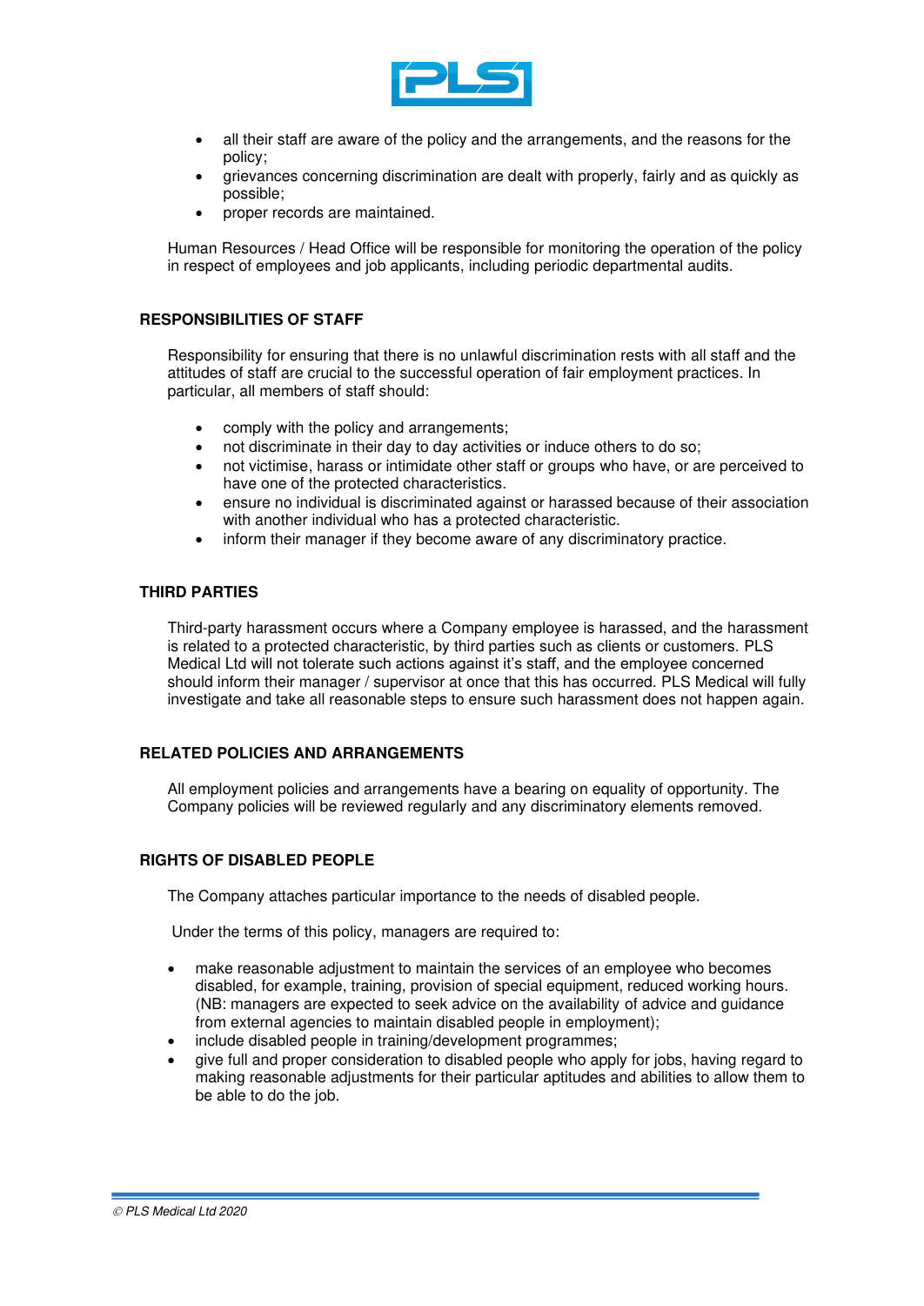- all their staff are aware of the policy and the arrangements, and the reasons for the policy;
- grievances concerning discrimination are dealt with properly, fairly and as quickly as possible;
- proper records are maintained.

Human Resources / Head Office will be responsible for monitoring the operation of the policy in respect of employees and job applicants, including periodic departmental audits.

## RESPONSIBILITIES OF STAFF

Responsibility for ensuring that there is no unlawful discrimination rests with all staff and the attitudes of staff are crucial to the successful operation of fair employment practices. In particular, all members of staff should:

- comply with the policy and arrangements;
- not discriminate in their day to day activities or induce others to do so;
- not victimise, harass or intimidate other staff or groups who have, or are perceived to have one of the protected characteristics.
- ensure no individual is discriminated against or harassed because of their association with another individual who has a protected characteristic.
- inform their manager if they become aware of any discriminatory practice.

## THIRD PARTIES

Third-party harassment occurs where a Company employee is harassed, and the harassment is related to a protected characteristic, by third parties such as clients or customers. PLS Medical Ltd will not tolerate such actions against it's staff, and the employee concerned should inform their manager / supervisor at once that this has occurred. PLS Medical will fully investigate and take all reasonable steps to ensure such harassment does not happen again.

## RELATED POLICIES AND ARRANGEMENTS

All employment policies and arrangements have a bearing on equality of opportunity. The Company policies will be reviewed regularly and any discriminatory elements removed.

## RIGHTS OF DISABLED PEOPLE

The Company attaches particular importance to the needs of disabled people.

Under the terms of this policy, managers are required to:

- make reasonable adjustment to maintain the services of an employee who becomes disabled, for example, training, provision of special equipment, reduced working hours. (NB: managers are expected to seek advice on the availability of advice and guidance from external agencies to maintain disabled people in employment);
- include disabled people in training/development programmes;
- give full and proper consideration to disabled people who apply for jobs, having regard to making reasonable adjustments for their particular aptitudes and abilities to allow them to be able to do the job.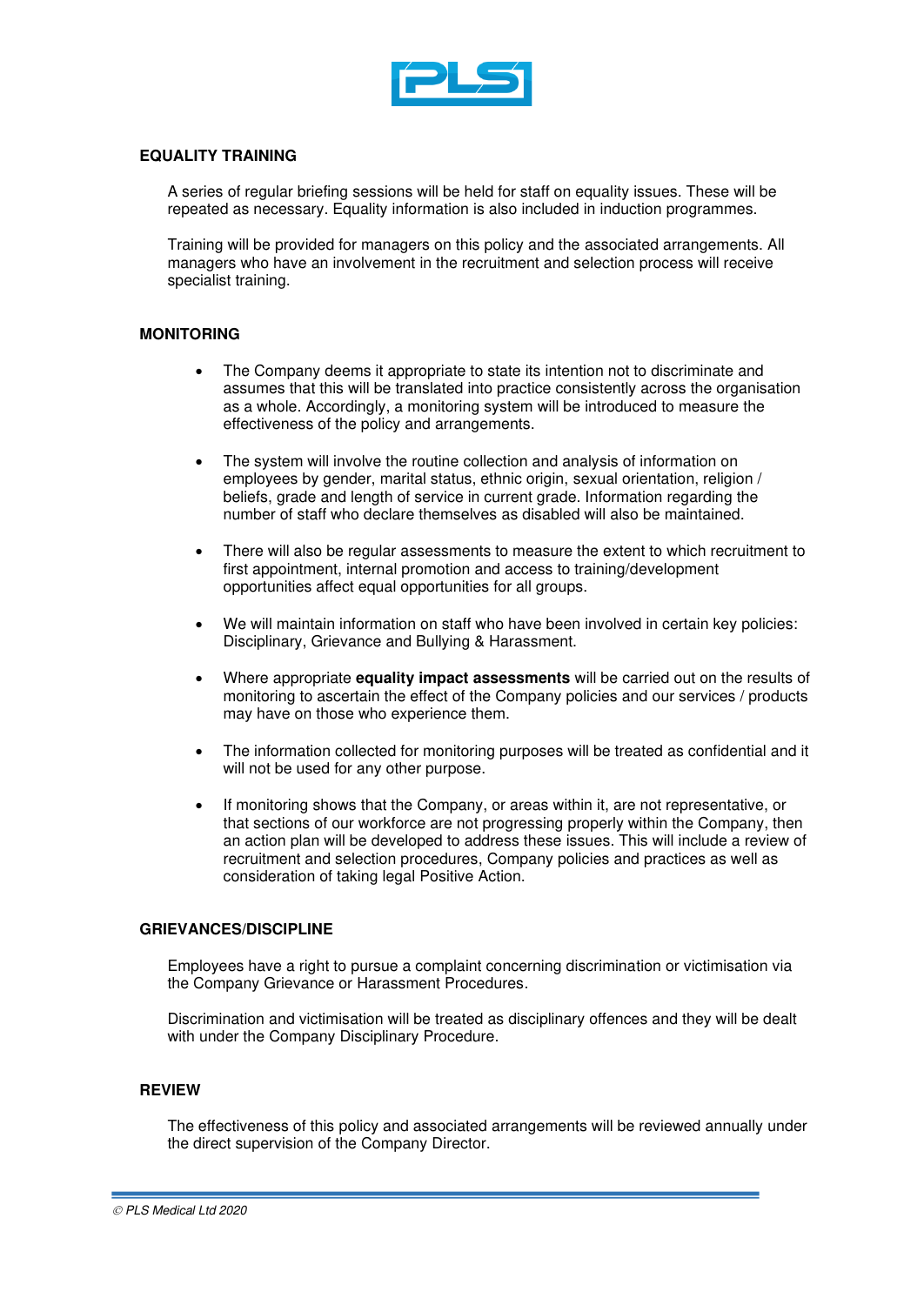## EQUALITY TRAINING

A series of regular briefing sessions will be held for staff on equality issues. These will be repeated as necessary. Equality information is also included in induction programmes.

Training will be provided for managers on this policy and the associated arrangements. All managers who have an involvement in the recruitment and selection process will receive specialist training.

## MONITORING

- The Company deems it appropriate to state its intention not to discriminate and assumes that this will be translated into practice consistently across the organisation as a whole. Accordingly, a monitoring system will be introduced to measure the effectiveness of the policy and arrangements.
- The system will involve the routine collection and analysis of information on employees by gender, marital status, ethnic origin, sexual orientation, religion / beliefs, grade and length of service in current grade. Information regarding the number of staff who declare themselves as disabled will also be maintained.
- There will also be regular assessments to measure the extent to which recruitment to first appointment, internal promotion and access to training/development opportunities affect equal opportunities for all groups.
- We will maintain information on staff who have been involved in certain key policies: Disciplinary, Grievance and Bullying & Harassment.
- Where appropriate **equality impact assessments** will be carried out on the results of monitoring to ascertain the effect of the Company policies and our services / products may have on those who experience them.
- The information collected for monitoring purposes will be treated as confidential and it will not be used for any other purpose.
- If monitoring shows that the Company, or areas within it, are not representative, or that sections of our workforce are not progressing properly within the Company, then an action plan will be developed to address these issues. This will include a review of recruitment and selection procedures, Company policies and practices as well as consideration of taking legal Positive Action.

## GRIEVANCES/DISCIPLINE

Employees have a right to pursue a complaint concerning discrimination or victimisation via the Company Grievance or Harassment Procedures.

Discrimination and victimisation will be treated as disciplinary offences and they will be dealt with under the Company Disciplinary Procedure.

## REVIEW

The effectiveness of this policy and associated arrangements will be reviewed annually under the direct supervision of the Company Director.